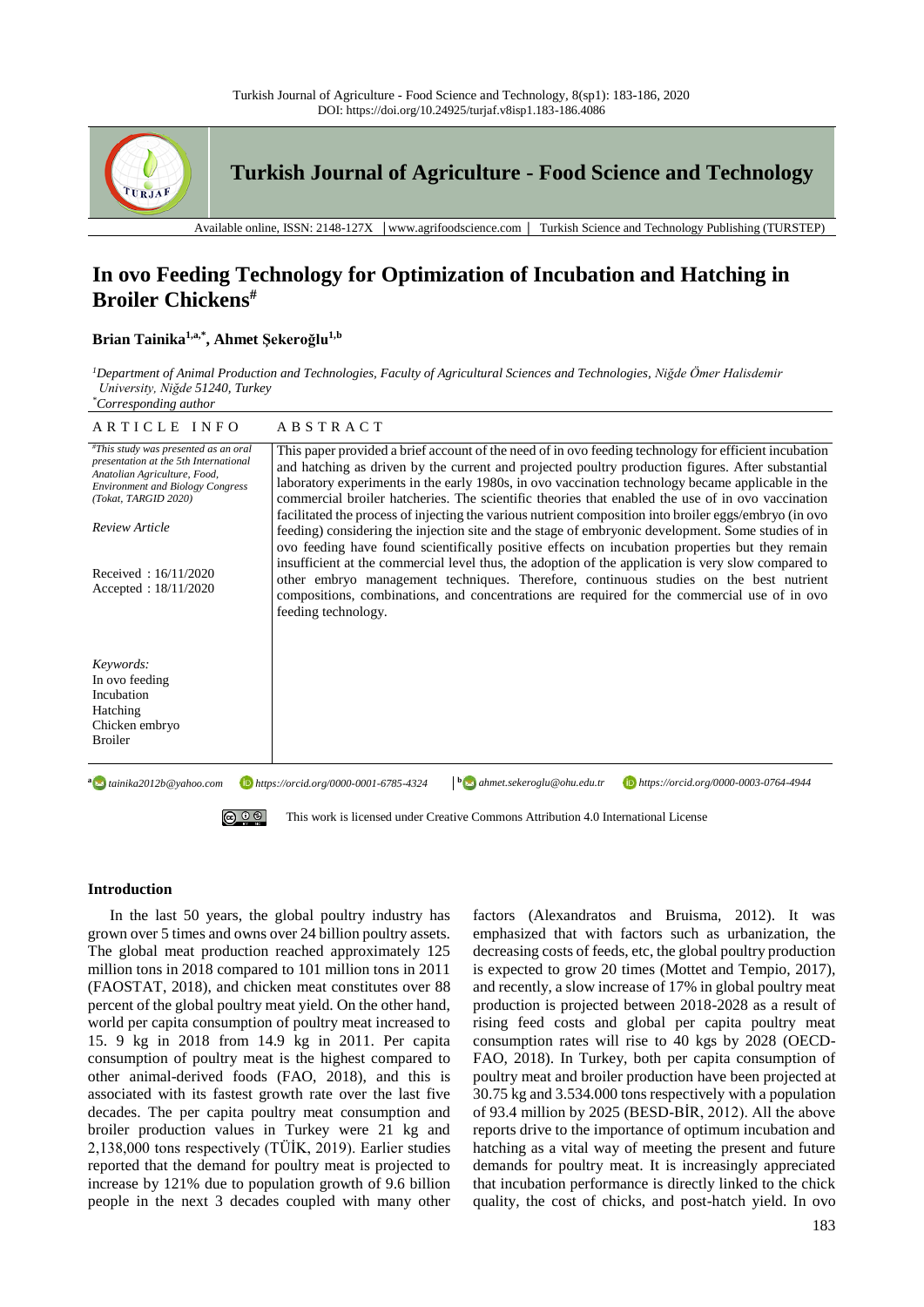# In ovo Feeding Technology for Optimization of Incubation and Hatching in Broiler Chickens[#]

**Brian Tainika[1,a,*], Ahmet Şekeroğlu[1,b]**

*[1]Department of Animal Production and Technologies, Faculty of Agricultural Sciences and Technologies, Niğde Ömer Halisdemir University, Niğde 51240, Turkey*
*[*]Corresponding author*

**ARTICLE INFO**

*[#]This study was presented as an oral presentation at the 5th International Anatolian Agriculture, Food, Environment and Biology Congress (Tokat, TARGID 2020)*

*Review Article*

Received : 16/11/2020
Accepted : 18/11/2020

*Keywords:*
In ovo feeding
Incubation
Hatching
Chicken embryo
Broiler

**ABSTRACT**

This paper provided a brief account of the need of in ovo feeding technology for efficient incubation and hatching as driven by the current and projected poultry production figures. After substantial laboratory experiments in the early 1980s, in ovo vaccination technology became applicable in the commercial broiler hatcheries. The scientific theories that enabled the use of in ovo vaccination facilitated the process of injecting the various nutrient composition into broiler eggs/embryo (in ovo feeding) considering the injection site and the stage of embryonic development. Some studies of in ovo feeding have found scientifically positive effects on incubation properties but they remain insufficient at the commercial level thus, the adoption of the application is very slow compared to other embryo management techniques. Therefore, continuous studies on the best nutrient compositions, combinations, and concentrations are required for the commercial use of in ovo feeding technology.

[a] tainika2012b@yahoo.com https://orcid.org/0000-0001-6785-4324
[b] ahmet.sekeroglu@ohu.edu.tr https://orcid.org/0000-0003-0764-4944

This work is licensed under Creative Commons Attribution 4.0 International License

## Introduction

In the last 50 years, the global poultry industry has grown over 5 times and owns over 24 billion poultry assets. The global meat production reached approximately 125 million tons in 2018 compared to 101 million tons in 2011 (FAOSTAT, 2018), and chicken meat constitutes over 88 percent of the global poultry meat yield. On the other hand, world per capita consumption of poultry meat increased to 15. 9 kg in 2018 from 14.9 kg in 2011. Per capita consumption of poultry meat is the highest compared to other animal-derived foods (FAO, 2018), and this is associated with its fastest growth rate over the last five decades. The per capita poultry meat consumption and broiler production values in Turkey were 21 kg and 2,138,000 tons respectively (TÜİK, 2019). Earlier studies reported that the demand for poultry meat is projected to increase by 121% due to population growth of 9.6 billion people in the next 3 decades coupled with many other factors (Alexandratos and Bruisma, 2012). It was emphasized that with factors such as urbanization, the decreasing costs of feeds, etc, the global poultry production is expected to grow 20 times (Mottet and Tempio, 2017), and recently, a slow increase of 17% in global poultry meat production is projected between 2018-2028 as a result of rising feed costs and global per capita poultry meat consumption rates will rise to 40 kgs by 2028 (OECD-FAO, 2018). In Turkey, both per capita consumption of poultry meat and broiler production have been projected at 30.75 kg and 3.534.000 tons respectively with a population of 93.4 million by 2025 (BESD-BİR, 2012). All the above reports drive to the importance of optimum incubation and hatching as a vital way of meeting the present and future demands for poultry meat. It is increasingly appreciated that incubation performance is directly linked to the chick quality, the cost of chicks, and post-hatch yield. In ovo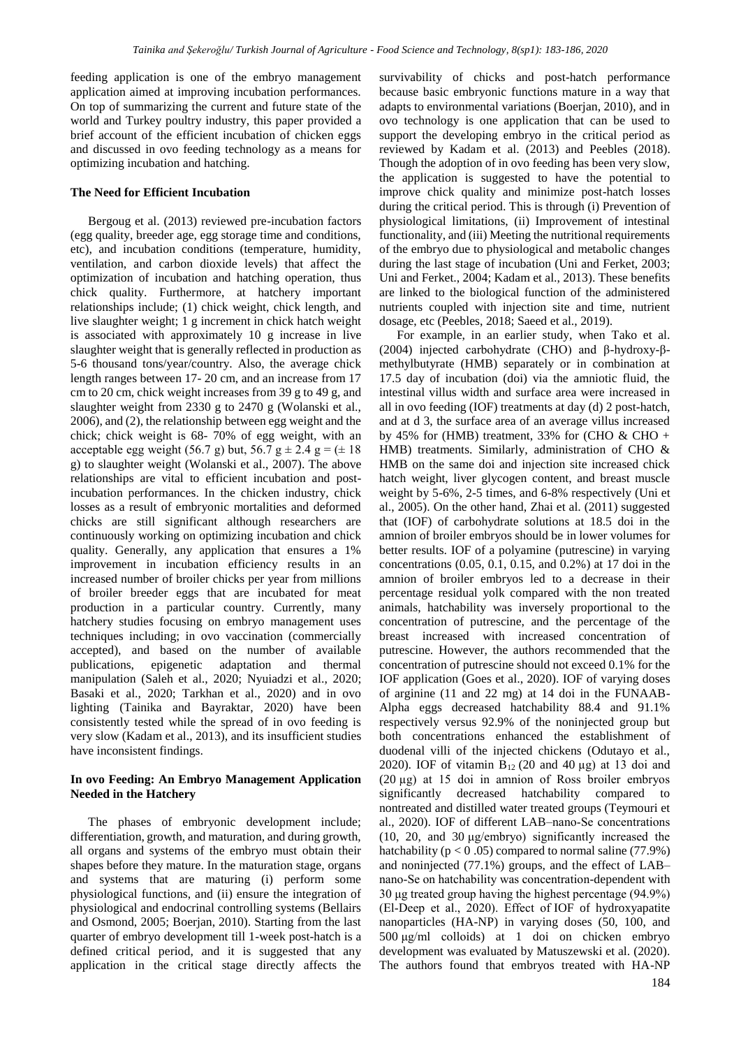feeding application is one of the embryo management application aimed at improving incubation performances. On top of summarizing the current and future state of the world and Turkey poultry industry, this paper provided a brief account of the efficient incubation of chicken eggs and discussed in ovo feeding technology as a means for optimizing incubation and hatching.

## The Need for Efficient Incubation

Bergoug et al. (2013) reviewed pre-incubation factors (egg quality, breeder age, egg storage time and conditions, etc), and incubation conditions (temperature, humidity, ventilation, and carbon dioxide levels) that affect the optimization of incubation and hatching operation, thus chick quality. Furthermore, at hatchery important relationships include; (1) chick weight, chick length, and live slaughter weight; 1 g increment in chick hatch weight is associated with approximately 10 g increase in live slaughter weight that is generally reflected in production as 5-6 thousand tons/year/country. Also, the average chick length ranges between 17- 20 cm, and an increase from 17 cm to 20 cm, chick weight increases from 39 g to 49 g, and slaughter weight from 2330 g to 2470 g (Wolanski et al., 2006), and (2), the relationship between egg weight and the chick; chick weight is 68- 70% of egg weight, with an acceptable egg weight (56.7 g) but, 56.7 g ± 2.4 g = (± 18 g) to slaughter weight (Wolanski et al., 2007). The above relationships are vital to efficient incubation and post-incubation performances. In the chicken industry, chick losses as a result of embryonic mortalities and deformed chicks are still significant although researchers are continuously working on optimizing incubation and chick quality. Generally, any application that ensures a 1% improvement in incubation efficiency results in an increased number of broiler chicks per year from millions of broiler breeder eggs that are incubated for meat production in a particular country. Currently, many hatchery studies focusing on embryo management uses techniques including; in ovo vaccination (commercially accepted), and based on the number of available publications, epigenetic adaptation and thermal manipulation (Saleh et al., 2020; Nyuiadzi et al., 2020; Basaki et al., 2020; Tarkhan et al., 2020) and in ovo lighting (Tainika and Bayraktar, 2020) have been consistently tested while the spread of in ovo feeding is very slow (Kadam et al., 2013), and its insufficient studies have inconsistent findings.

## In ovo Feeding: An Embryo Management Application Needed in the Hatchery

The phases of embryonic development include; differentiation, growth, and maturation, and during growth, all organs and systems of the embryo must obtain their shapes before they mature. In the maturation stage, organs and systems that are maturing (i) perform some physiological functions, and (ii) ensure the integration of physiological and endocrinal controlling systems (Bellairs and Osmond, 2005; Boerjan, 2010). Starting from the last quarter of embryo development till 1-week post-hatch is a defined critical period, and it is suggested that any application in the critical stage directly affects the survivability of chicks and post-hatch performance because basic embryonic functions mature in a way that adapts to environmental variations (Boerjan, 2010), and in ovo technology is one application that can be used to support the developing embryo in the critical period as reviewed by Kadam et al. (2013) and Peebles (2018). Though the adoption of in ovo feeding has been very slow, the application is suggested to have the potential to improve chick quality and minimize post-hatch losses during the critical period. This is through (i) Prevention of physiological limitations, (ii) Improvement of intestinal functionality, and (iii) Meeting the nutritional requirements of the embryo due to physiological and metabolic changes during the last stage of incubation (Uni and Ferket, 2003; Uni and Ferket., 2004; Kadam et al., 2013). These benefits are linked to the biological function of the administered nutrients coupled with injection site and time, nutrient dosage, etc (Peebles, 2018; Saeed et al., 2019).

For example, in an earlier study, when Tako et al. (2004) injected carbohydrate (CHO) and β-hydroxy-β-methylbutyrate (HMB) separately or in combination at 17.5 day of incubation (doi) via the amniotic fluid, the intestinal villus width and surface area were increased in all in ovo feeding (IOF) treatments at day (d) 2 post-hatch, and at d 3, the surface area of an average villus increased by 45% for (HMB) treatment, 33% for (CHO & CHO + HMB) treatments. Similarly, administration of CHO & HMB on the same doi and injection site increased chick hatch weight, liver glycogen content, and breast muscle weight by 5-6%, 2-5 times, and 6-8% respectively (Uni et al., 2005). On the other hand, Zhai et al. (2011) suggested that (IOF) of carbohydrate solutions at 18.5 doi in the amnion of broiler embryos should be in lower volumes for better results. IOF of a polyamine (putrescine) in varying concentrations (0.05, 0.1, 0.15, and 0.2%) at 17 doi in the amnion of broiler embryos led to a decrease in their percentage residual yolk compared with the non treated animals, hatchability was inversely proportional to the concentration of putrescine, and the percentage of the breast increased with increased concentration of putrescine. However, the authors recommended that the concentration of putrescine should not exceed 0.1% for the IOF application (Goes et al., 2020). IOF of varying doses of arginine (11 and 22 mg) at 14 doi in the FUNAAB-Alpha eggs decreased hatchability 88.4 and 91.1% respectively versus 92.9% of the noninjected group but both concentrations enhanced the establishment of duodenal villi of the injected chickens (Odutayo et al., 2020). IOF of vitamin $B_{12}$ (20 and 40 μg) at 13 doi and (20 μg) at 15 doi in amnion of Ross broiler embryos significantly decreased hatchability compared to nontreated and distilled water treated groups (Teymouri et al., 2020). IOF of different LAB–nano-Se concentrations (10, 20, and 30 μg/embryo) significantly increased the hatchability ($p < 0.05$) compared to normal saline (77.9%) and noninjected (77.1%) groups, and the effect of LAB–nano-Se on hatchability was concentration-dependent with 30 μg treated group having the highest percentage (94.9%) (El-Deep et al., 2020). Effect of IOF of hydroxyapatite nanoparticles (HA-NP) in varying doses (50, 100, and 500 μg/ml colloids) at 1 doi on chicken embryo development was evaluated by Matuszewski et al. (2020). The authors found that embryos treated with HA-NP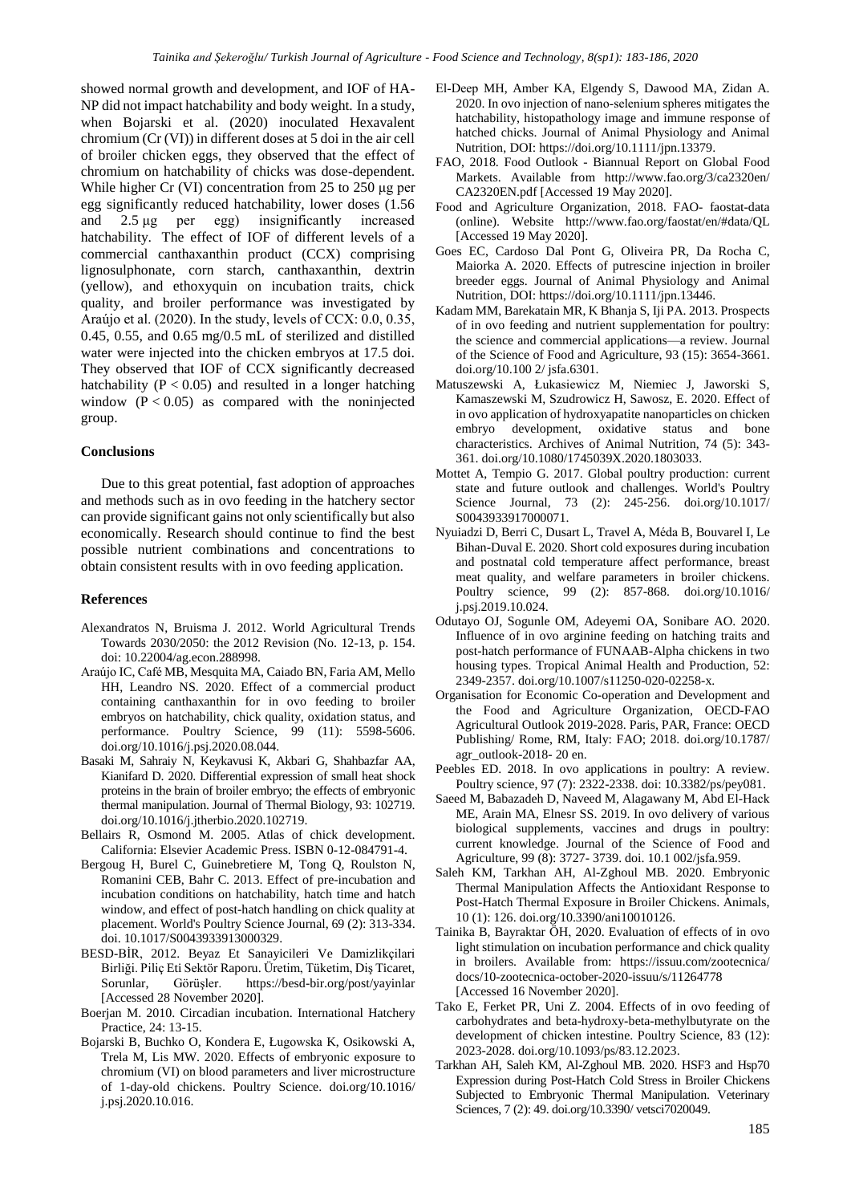showed normal growth and development, and IOF of HA-NP did not impact hatchability and body weight. In a study, when Bojarski et al. (2020) inoculated Hexavalent chromium (Cr (VI)) in different doses at 5 doi in the air cell of broiler chicken eggs, they observed that the effect of chromium on hatchability of chicks was dose-dependent. While higher Cr (VI) concentration from 25 to 250 µg per egg significantly reduced hatchability, lower doses (1.56 and 2.5 µg per egg) insignificantly increased hatchability. The effect of IOF of different levels of a commercial canthaxanthin product (CCX) comprising lignosulphonate, corn starch, canthaxanthin, dextrin (yellow), and ethoxyquin on incubation traits, chick quality, and broiler performance was investigated by Araújo et al. (2020). In the study, levels of CCX: 0.0, 0.35, 0.45, 0.55, and 0.65 mg/0.5 mL of sterilized and distilled water were injected into the chicken embryos at 17.5 doi. They observed that IOF of CCX significantly decreased hatchability ($P < 0.05$) and resulted in a longer hatching window ($P < 0.05$) as compared with the noninjected group.

## Conclusions

Due to this great potential, fast adoption of approaches and methods such as in ovo feeding in the hatchery sector can provide significant gains not only scientifically but also economically. Research should continue to find the best possible nutrient combinations and concentrations to obtain consistent results with in ovo feeding application.

## References

Alexandratos N, Bruisma J. 2012. World Agricultural Trends Towards 2030/2050: the 2012 Revision (No. 12-13, p. 154. doi: 10.22004/ag.econ.288998.

Araújo IC, Café MB, Mesquita MA, Caiado BN, Faria AM, Mello HH, Leandro NS. 2020. Effect of a commercial product containing canthaxanthin for in ovo feeding to broiler embryos on hatchability, chick quality, oxidation status, and performance. Poultry Science, 99 (11): 5598-5606. doi.org/10.1016/j.psj.2020.08.044.

Basaki M, Sahraiy N, Keykavusi K, Akbari G, Shahbazfar AA, Kianifard D. 2020. Differential expression of small heat shock proteins in the brain of broiler embryo; the effects of embryonic thermal manipulation. Journal of Thermal Biology, 93: 102719. doi.org/10.1016/j.jtherbio.2020.102719.

Bellairs R, Osmond M. 2005. Atlas of chick development. California: Elsevier Academic Press. ISBN 0-12-084791-4.

Bergoug H, Burel C, Guinebretiere M, Tong Q, Roulston N, Romanini CEB, Bahr C. 2013. Effect of pre-incubation and incubation conditions on hatchability, hatch time and hatch window, and effect of post-hatch handling on chick quality at placement. World's Poultry Science Journal, 69 (2): 313-334. doi. 10.1017/S0043933913000329.

BESD-BİR, 2012. Beyaz Et Sanayicileri Ve Damizlikçilari Birliği. Piliç Eti Sektör Raporu. Üretim, Tüketim, Diş Ticaret, Sorunlar, Görüşler. https://besd-bir.org/post/yayinlar [Accessed 28 November 2020].

Boerjan M. 2010. Circadian incubation. International Hatchery Practice, 24: 13-15.

Bojarski B, Buchko O, Kondera E, Ługowska K, Osikowski A, Trela M, Lis MW. 2020. Effects of embryonic exposure to chromium (VI) on blood parameters and liver microstructure of 1-day-old chickens. Poultry Science. doi.org/10.1016/ j.psj.2020.10.016.

El-Deep MH, Amber KA, Elgendy S, Dawood MA, Zidan A. 2020. In ovo injection of nano-selenium spheres mitigates the hatchability, histopathology image and immune response of hatched chicks. Journal of Animal Physiology and Animal Nutrition, DOI: https://doi.org/10.1111/jpn.13379.

FAO, 2018. Food Outlook - Biannual Report on Global Food Markets. Available from http://www.fao.org/3/ca2320en/ CA2320EN.pdf [Accessed 19 May 2020].

Food and Agriculture Organization, 2018. FAO- faostat-data (online). Website http://www.fao.org/faostat/en/#data/QL [Accessed 19 May 2020].

Goes EC, Cardoso Dal Pont G, Oliveira PR, Da Rocha C, Maiorka A. 2020. Effects of putrescine injection in broiler breeder eggs. Journal of Animal Physiology and Animal Nutrition, DOI: https://doi.org/10.1111/jpn.13446.

Kadam MM, Barekatain MR, K Bhanja S, Iji PA. 2013. Prospects of in ovo feeding and nutrient supplementation for poultry: the science and commercial applications—a review. Journal of the Science of Food and Agriculture, 93 (15): 3654-3661. doi.org/10.100 2/ jsfa.6301.

Matuszewski A, Łukasiewicz M, Niemiec J, Jaworski S, Kamaszewski M, Szudrowicz H, Sawosz, E. 2020. Effect of in ovo application of hydroxyapatite nanoparticles on chicken embryo development, oxidative status and bone characteristics. Archives of Animal Nutrition, 74 (5): 343-361. doi.org/10.1080/1745039X.2020.1803033.

Mottet A, Tempio G. 2017. Global poultry production: current state and future outlook and challenges. World's Poultry Science Journal, 73 (2): 245-256. doi.org/10.1017/ S0043933917000071.

Nyuiadzi D, Berri C, Dusart L, Travel A, Méda B, Bouvarel I, Le Bihan-Duval E. 2020. Short cold exposures during incubation and postnatal cold temperature affect performance, breast meat quality, and welfare parameters in broiler chickens. Poultry science, 99 (2): 857-868. doi.org/10.1016/ j.psj.2019.10.024.

Odutayo OJ, Sogunle OM, Adeyemi OA, Sonibare AO. 2020. Influence of in ovo arginine feeding on hatching traits and post-hatch performance of FUNAAB-Alpha chickens in two housing types. Tropical Animal Health and Production, 52: 2349-2357. doi.org/10.1007/s11250-020-02258-x.

Organisation for Economic Co-operation and Development and the Food and Agriculture Organization, OECD-FAO Agricultural Outlook 2019-2028. Paris, PAR, France: OECD Publishing/ Rome, RM, Italy: FAO; 2018. doi.org/10.1787/ agr_outlook-2018- 20 en.

Peebles ED. 2018. In ovo applications in poultry: A review. Poultry science, 97 (7): 2322-2338. doi: 10.3382/ps/pey081.

Saeed M, Babazadeh D, Naveed M, Alagawany M, Abd El-Hack ME, Arain MA, Elnesr SS. 2019. In ovo delivery of various biological supplements, vaccines and drugs in poultry: current knowledge. Journal of the Science of Food and Agriculture, 99 (8): 3727- 3739. doi. 10.1 002/jsfa.959.

Saleh KM, Tarkhan AH, Al-Zghoul MB. 2020. Embryonic Thermal Manipulation Affects the Antioxidant Response to Post-Hatch Thermal Exposure in Broiler Chickens. Animals, 10 (1): 126. doi.org/10.3390/ani10010126.

Tainika B, Bayraktar ÖH, 2020. Evaluation of effects of in ovo light stimulation on incubation performance and chick quality in broilers. Available from: https://issuu.com/zootecnica/ docs/10-zootecnica-october-2020-issuu/s/11264778 [Accessed 16 November 2020].

Tako E, Ferket PR, Uni Z. 2004. Effects of in ovo feeding of carbohydrates and beta-hydroxy-beta-methylbutyrate on the development of chicken intestine. Poultry Science, 83 (12): 2023-2028. doi.org/10.1093/ps/83.12.2023.

Tarkhan AH, Saleh KM, Al-Zghoul MB. 2020. HSF3 and Hsp70 Expression during Post-Hatch Cold Stress in Broiler Chickens Subjected to Embryonic Thermal Manipulation. Veterinary Sciences, 7 (2): 49. doi.org/10.3390/ vetsci7020049.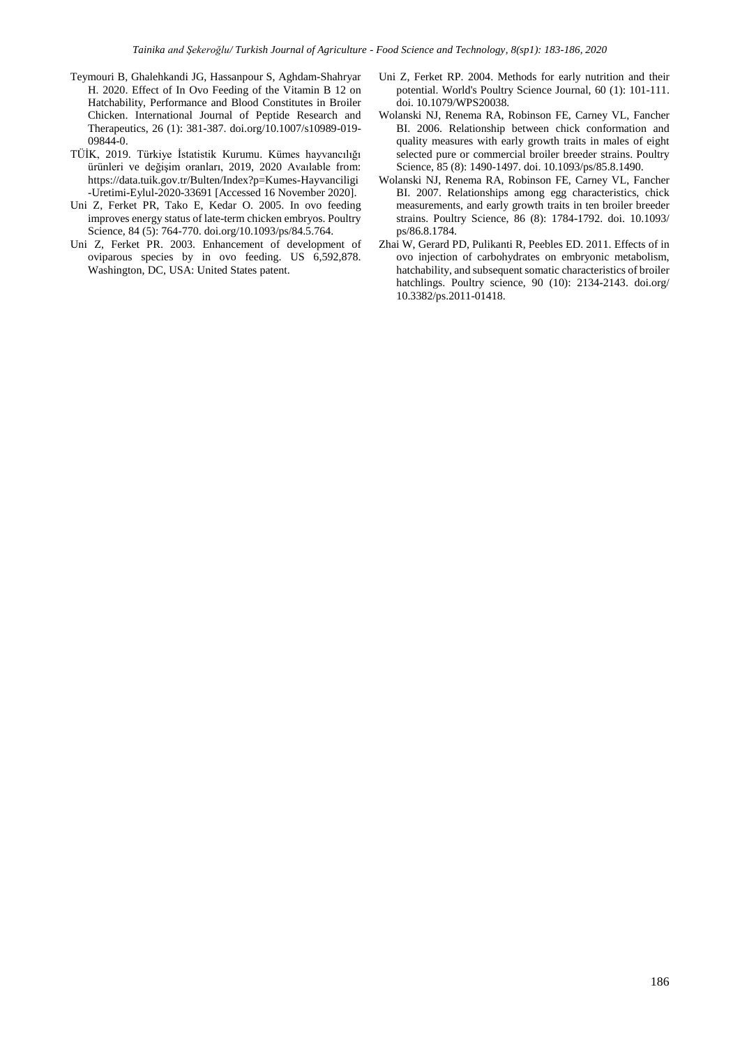Teymouri B, Ghalehkandi JG, Hassanpour S, Aghdam-Shahryar H. 2020. Effect of In Ovo Feeding of the Vitamin B 12 on Hatchability, Performance and Blood Constitutes in Broiler Chicken. International Journal of Peptide Research and Therapeutics, 26 (1): 381-387. doi.org/10.1007/s10989-019-09844-0.

TÜİK, 2019. Türkiye İstatistik Kurumu. Kümes hayvancılığı ürünleri ve değişim oranları, 2019, 2020 Avaılable from: https://data.tuik.gov.tr/Bulten/Index?p=Kumes-Hayvanciligi -Uretimi-Eylul-2020-33691 [Accessed 16 November 2020].

Uni Z, Ferket PR, Tako E, Kedar O. 2005. In ovo feeding improves energy status of late-term chicken embryos. Poultry Science, 84 (5): 764-770. doi.org/10.1093/ps/84.5.764.

Uni Z, Ferket PR. 2003. Enhancement of development of oviparous species by in ovo feeding. US 6,592,878. Washington, DC, USA: United States patent.

Uni Z, Ferket RP. 2004. Methods for early nutrition and their potential. World's Poultry Science Journal, 60 (1): 101-111. doi. 10.1079/WPS20038.

Wolanski NJ, Renema RA, Robinson FE, Carney VL, Fancher BI. 2006. Relationship between chick conformation and quality measures with early growth traits in males of eight selected pure or commercial broiler breeder strains. Poultry Science, 85 (8): 1490-1497. doi. 10.1093/ps/85.8.1490.

Wolanski NJ, Renema RA, Robinson FE, Carney VL, Fancher BI. 2007. Relationships among egg characteristics, chick measurements, and early growth traits in ten broiler breeder strains. Poultry Science, 86 (8): 1784-1792. doi. 10.1093/ ps/86.8.1784.

Zhai W, Gerard PD, Pulikanti R, Peebles ED. 2011. Effects of in ovo injection of carbohydrates on embryonic metabolism, hatchability, and subsequent somatic characteristics of broiler hatchlings. Poultry science, 90 (10): 2134-2143. doi.org/ 10.3382/ps.2011-01418.